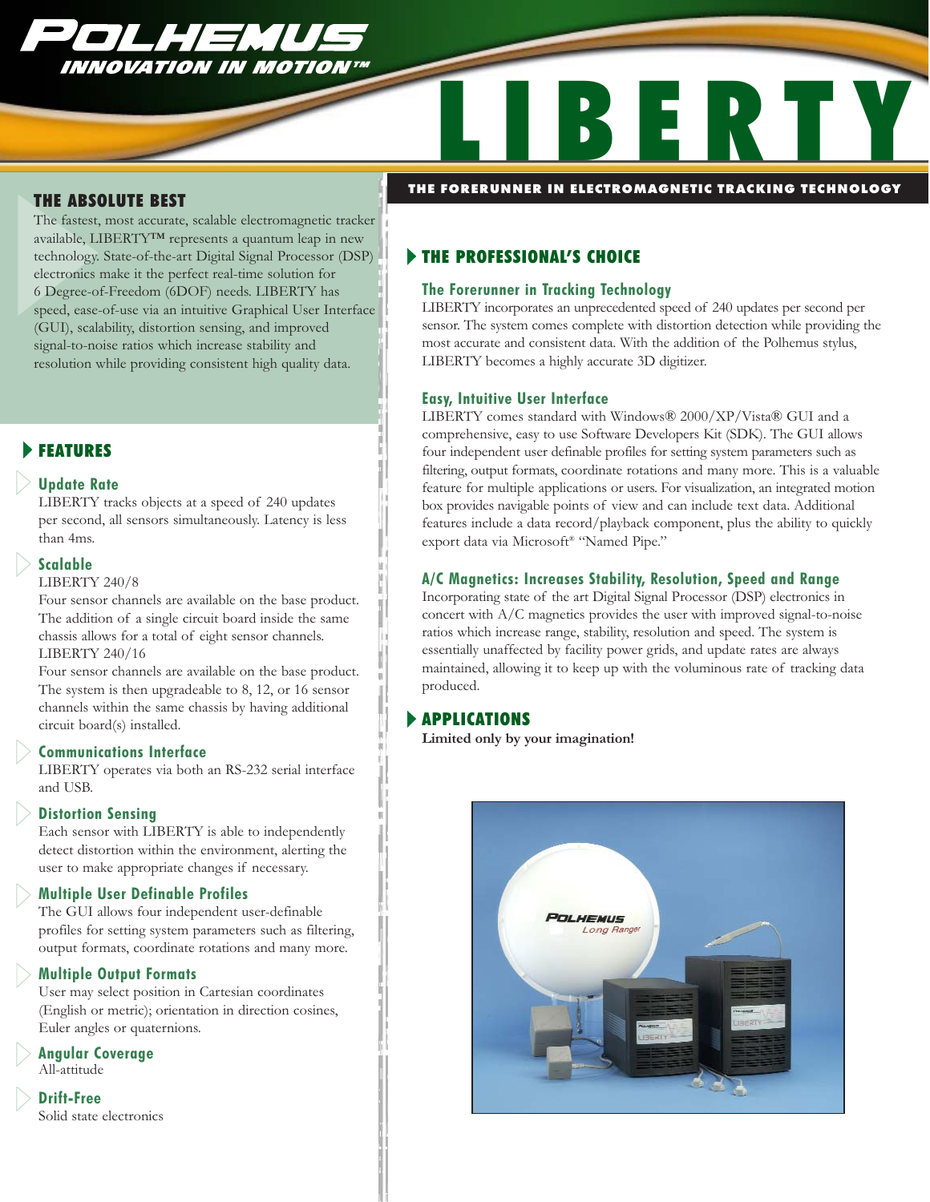# POLHEMUS

INNOVATION IN MOTION™

# LIBERTY

THE FORERUNNER IN ELECTROMAGNETIC TRACKING TECHNOLOGY

## THE ABSOLUTE BEST

The fastest, most accurate, scalable electromagnetic tracker available, LIBERTY™ represents a quantum leap in new technology. State-of-the-art Digital Signal Processor (DSP) electronics make it the perfect real-time solution for 6 Degree-of-Freedom (6DOF) needs. LIBERTY has speed, ease-of-use via an intuitive Graphical User Interface (GUI), scalability, distortion sensing, and improved signal-to-noise ratios which increase stability and resolution while providing consistent high quality data.

## FEATURES

### Update Rate

LIBERTY tracks objects at a speed of 240 updates per second, all sensors simultaneously. Latency is less than 4ms.

### Scalable

LIBERTY 240/8

Four sensor channels are available on the base product. The addition of a single circuit board inside the same chassis allows for a total of eight sensor channels.

LIBERTY 240/16

Four sensor channels are available on the base product. The system is then upgradeable to 8, 12, or 16 sensor channels within the same chassis by having additional circuit board(s) installed.

### Communications Interface

LIBERTY operates via both an RS-232 serial interface and USB.

### Distortion Sensing

Each sensor with LIBERTY is able to independently detect distortion within the environment, alerting the user to make appropriate changes if necessary.

### Multiple User Definable Profiles

The GUI allows four independent user-definable profiles for setting system parameters such as filtering, output formats, coordinate rotations and many more.

### Multiple Output Formats

User may select position in Cartesian coordinates (English or metric); orientation in direction cosines, Euler angles or quaternions.

### Angular Coverage

All-attitude

### Drift-Free

Solid state electronics

## THE PROFESSIONAL'S CHOICE

### The Forerunner in Tracking Technology

LIBERTY incorporates an unprecedented speed of 240 updates per second per sensor. The system comes complete with distortion detection while providing the most accurate and consistent data. With the addition of the Polhemus stylus, LIBERTY becomes a highly accurate 3D digitizer.

### Easy, Intuitive User Interface

LIBERTY comes standard with Windows® 2000/XP/Vista® GUI and a comprehensive, easy to use Software Developers Kit (SDK). The GUI allows four independent user definable profiles for setting system parameters such as filtering, output formats, coordinate rotations and many more. This is a valuable feature for multiple applications or users. For visualization, an integrated motion box provides navigable points of view and can include text data. Additional features include a data record/playback component, plus the ability to quickly export data via Microsoft® "Named Pipe."

### A/C Magnetics: Increases Stability, Resolution, Speed and Range

Incorporating state of the art Digital Signal Processor (DSP) electronics in concert with A/C magnetics provides the user with improved signal-to-noise ratios which increase range, stability, resolution and speed. The system is essentially unaffected by facility power grids, and update rates are always maintained, allowing it to keep up with the voluminous rate of tracking data produced.

## APPLICATIONS

**Limited only by your imagination!**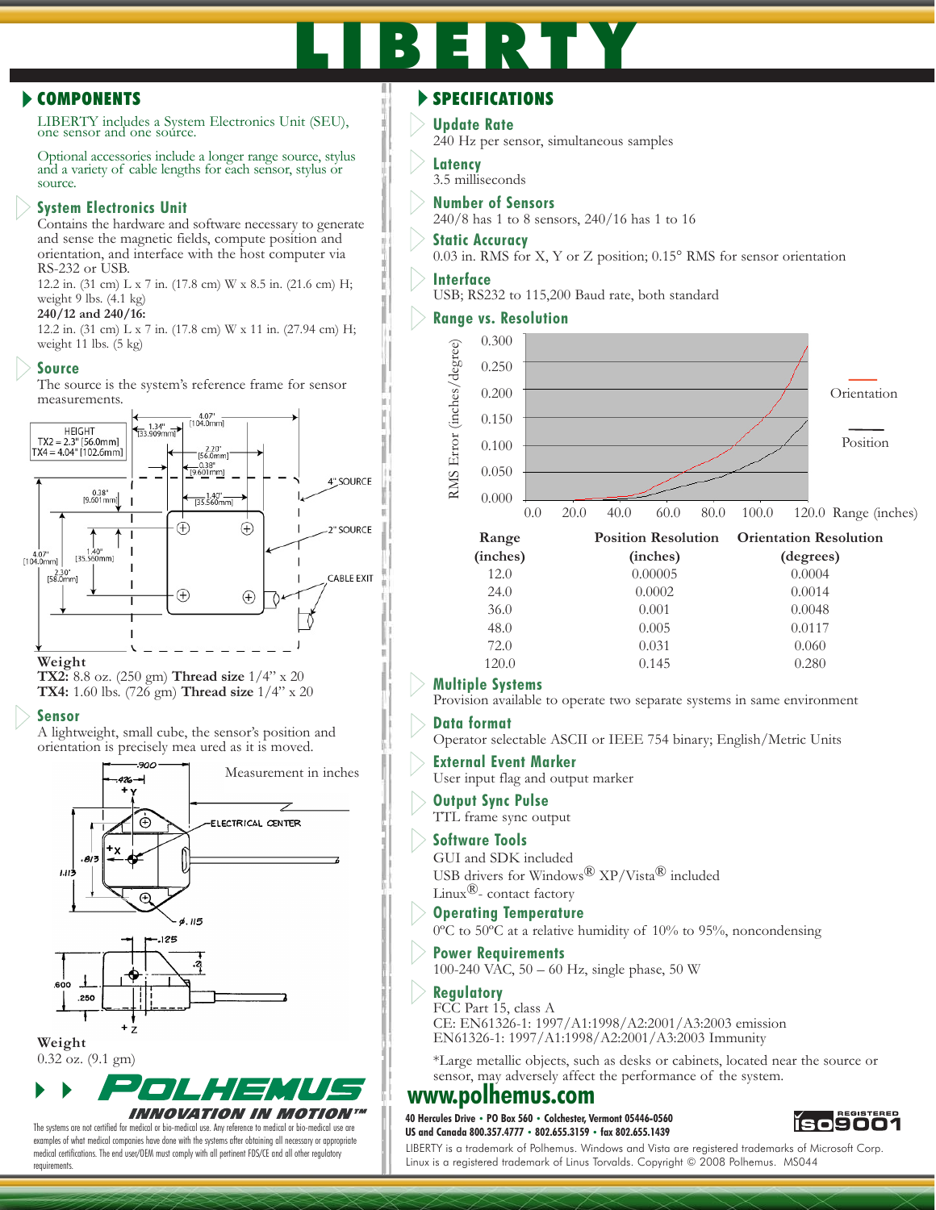# LIBERTY

## COMPONENTS

LIBERTY includes a System Electronics Unit (SEU), one sensor and one source.

Optional accessories include a longer range source, stylus and a variety of cable lengths for each sensor, stylus or source.

### System Electronics Unit

Contains the hardware and software necessary to generate and sense the magnetic fields, compute position and orientation, and interface with the host computer via RS-232 or USB.

12.2 in. (31 cm) L x 7 in. (17.8 cm) W x 8.5 in. (21.6 cm) H; weight 9 lbs. (4.1 kg)

**240/12 and 240/16:**

12.2 in. (31 cm) L x 7 in. (17.8 cm) W x 11 in. (27.94 cm) H; weight 11 lbs. (5 kg)

### Source

The source is the system's reference frame for sensor measurements.

HEIGHT
TX2 = 2.3" [56.0mm]
TX4 = 4.04" [102.6mm]

1.34" [33.909mm]
4.07" [104.0mm]
2.20" [56.0mm]
0.38" [9.601mm]
0.38" [9.601mm]
1.40" [35.560mm]
4" SOURCE
2" SOURCE
CABLE EXIT
4.07" [104.0mm]
1.40" [35.560mm]
2.30" [58.0mm]

**Weight**

**TX2:** 8.8 oz. (250 gm) **Thread size** 1/4" x 20
**TX4:** 1.60 lbs. (726 gm) **Thread size** 1/4" x 20

### Sensor

A lightweight, small cube, the sensor's position and orientation is precisely mea ured as it is moved.

Measurement in inches

.900
.426
+Y
+X
ELECTRICAL CENTER
.813
1.113
ø.115
.125
.21
.600
.250
+Z

**Weight**

0.32 oz. (9.1 gm)

**POLHEMUS**
*INNOVATION IN MOTION™*

The systems are not certified for medical or bio-medical use. Any reference to medical or bio-medical use are examples of what medical companies have done with the systems after obtaining all necessary or appropriate medical certifications. The end user/OEM must comply with all pertinent FDS/CE and all other regulatory requirements.

## SPECIFICATIONS

### Update Rate

240 Hz per sensor, simultaneous samples

### Latency

3.5 milliseconds

### Number of Sensors

240/8 has 1 to 8 sensors, 240/16 has 1 to 16

### Static Accuracy

0.03 in. RMS for X, Y or Z position; 0.15° RMS for sensor orientation

### Interface

USB; RS232 to 115,200 Baud rate, both standard

### Range vs. Resolution

RMS Error (inches/degree)
0.300
0.250
0.200
0.150
0.100
0.050
0.000
0.0 20.0 40.0 60.0 80.0 100.0 120.0 Range (inches)
Orientation
Position

| Range (inches) | Position Resolution (inches) | Orientation Resolution (degrees) |
|---|---|---|
| 12.0 | 0.00005 | 0.0004 |
| 24.0 | 0.0002 | 0.0014 |
| 36.0 | 0.001 | 0.0048 |
| 48.0 | 0.005 | 0.0117 |
| 72.0 | 0.031 | 0.060 |
| 120.0 | 0.145 | 0.280 |

### Multiple Systems

Provision available to operate two separate systems in same environment

### Data format

Operator selectable ASCII or IEEE 754 binary; English/Metric Units

### External Event Marker

User input flag and output marker

### Output Sync Pulse

TTL frame sync output

### Software Tools

GUI and SDK included
USB drivers for Windows® XP/Vista® included
Linux®- contact factory

### Operating Temperature

0ºC to 50ºC at a relative humidity of 10% to 95%, noncondensing

### Power Requirements

100-240 VAC, 50 – 60 Hz, single phase, 50 W

### Regulatory

FCC Part 15, class A
CE: EN61326-1: 1997/A1:1998/A2:2001/A3:2003 emission
EN61326-1: 1997/A1:1998/A2:2001/A3:2003 Immunity

*Large metallic objects, such as desks or cabinets, located near the source or sensor, may adversely affect the performance of the system.

**www.polhemus.com**

**40 Hercules Drive • PO Box 560 • Colchester, Vermont 05446-0560**
**US and Canada 800.357.4777 • 802.655.3159 • fax 802.655.1439**

REGISTERED ISO 9001

LIBERTY is a trademark of Polhemus. Windows and Vista are registered trademarks of Microsoft Corp. Linux is a registered trademark of Linus Torvalds. Copyright © 2008 Polhemus. MS044